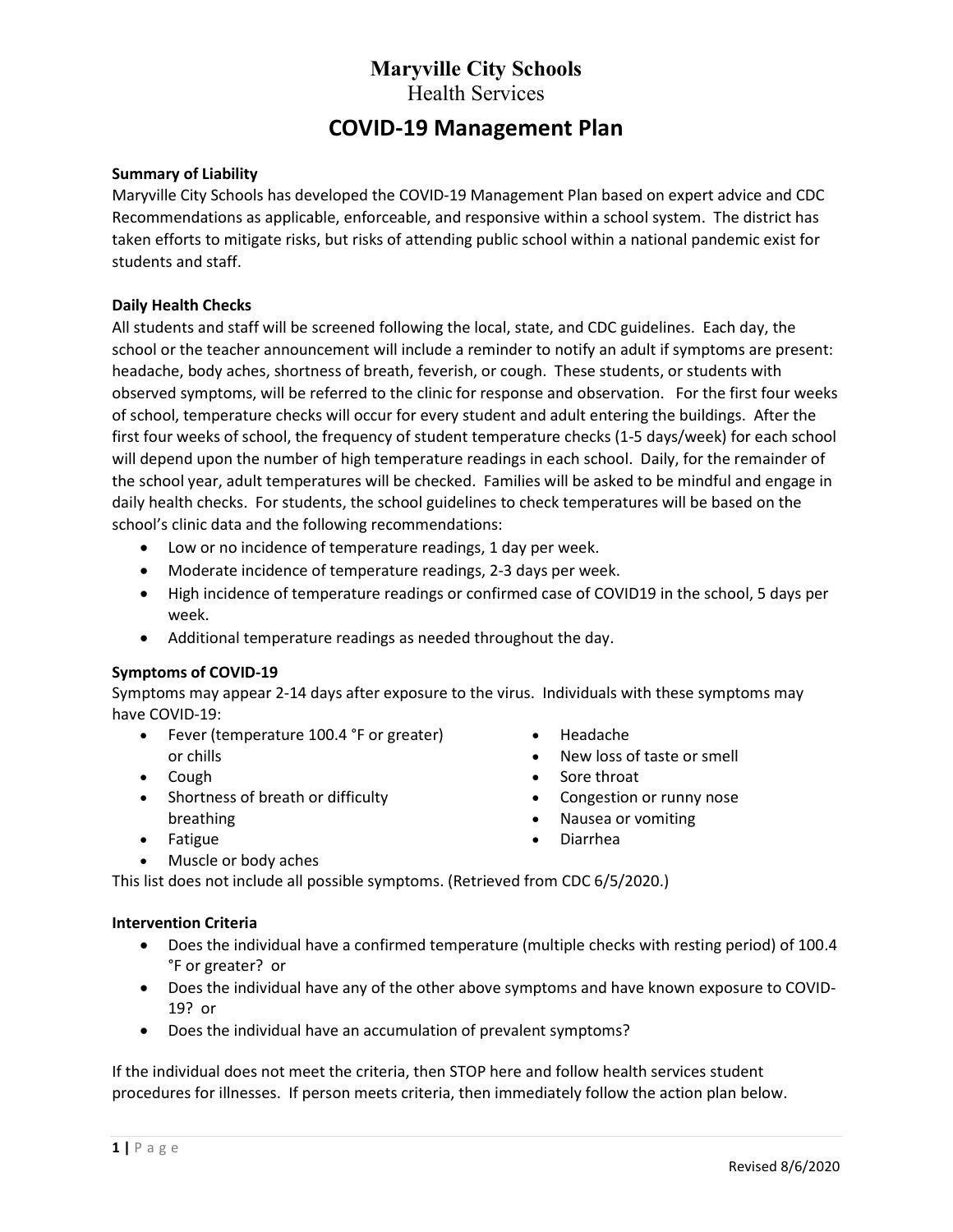# Maryville City Schools

Health Services

## COVID-19 Management Plan

**Summary of Liability**

Maryville City Schools has developed the COVID-19 Management Plan based on expert advice and CDC Recommendations as applicable, enforceable, and responsive within a school system. The district has taken efforts to mitigate risks, but risks of attending public school within a national pandemic exist for students and staff.

**Daily Health Checks**

All students and staff will be screened following the local, state, and CDC guidelines. Each day, the school or the teacher announcement will include a reminder to notify an adult if symptoms are present: headache, body aches, shortness of breath, feverish, or cough. These students, or students with observed symptoms, will be referred to the clinic for response and observation. For the first four weeks of school, temperature checks will occur for every student and adult entering the buildings. After the first four weeks of school, the frequency of student temperature checks (1-5 days/week) for each school will depend upon the number of high temperature readings in each school. Daily, for the remainder of the school year, adult temperatures will be checked. Families will be asked to be mindful and engage in daily health checks. For students, the school guidelines to check temperatures will be based on the school's clinic data and the following recommendations:

- Low or no incidence of temperature readings, 1 day per week.
- Moderate incidence of temperature readings, 2-3 days per week.
- High incidence of temperature readings or confirmed case of COVID19 in the school, 5 days per week.
- Additional temperature readings as needed throughout the day.

**Symptoms of COVID-19**

Symptoms may appear 2-14 days after exposure to the virus. Individuals with these symptoms may have COVID-19:

- Fever (temperature 100.4 °F or greater) or chills
- Cough
- Shortness of breath or difficulty breathing
- Fatigue
- Muscle or body aches
- Headache
- New loss of taste or smell
- Sore throat
- Congestion or runny nose
- Nausea or vomiting
- Diarrhea

This list does not include all possible symptoms. (Retrieved from CDC 6/5/2020.)

**Intervention Criteria**

- Does the individual have a confirmed temperature (multiple checks with resting period) of 100.4 °F or greater? or
- Does the individual have any of the other above symptoms and have known exposure to COVID-19? or
- Does the individual have an accumulation of prevalent symptoms?

If the individual does not meet the criteria, then STOP here and follow health services student procedures for illnesses. If person meets criteria, then immediately follow the action plan below.

Revised 8/6/2020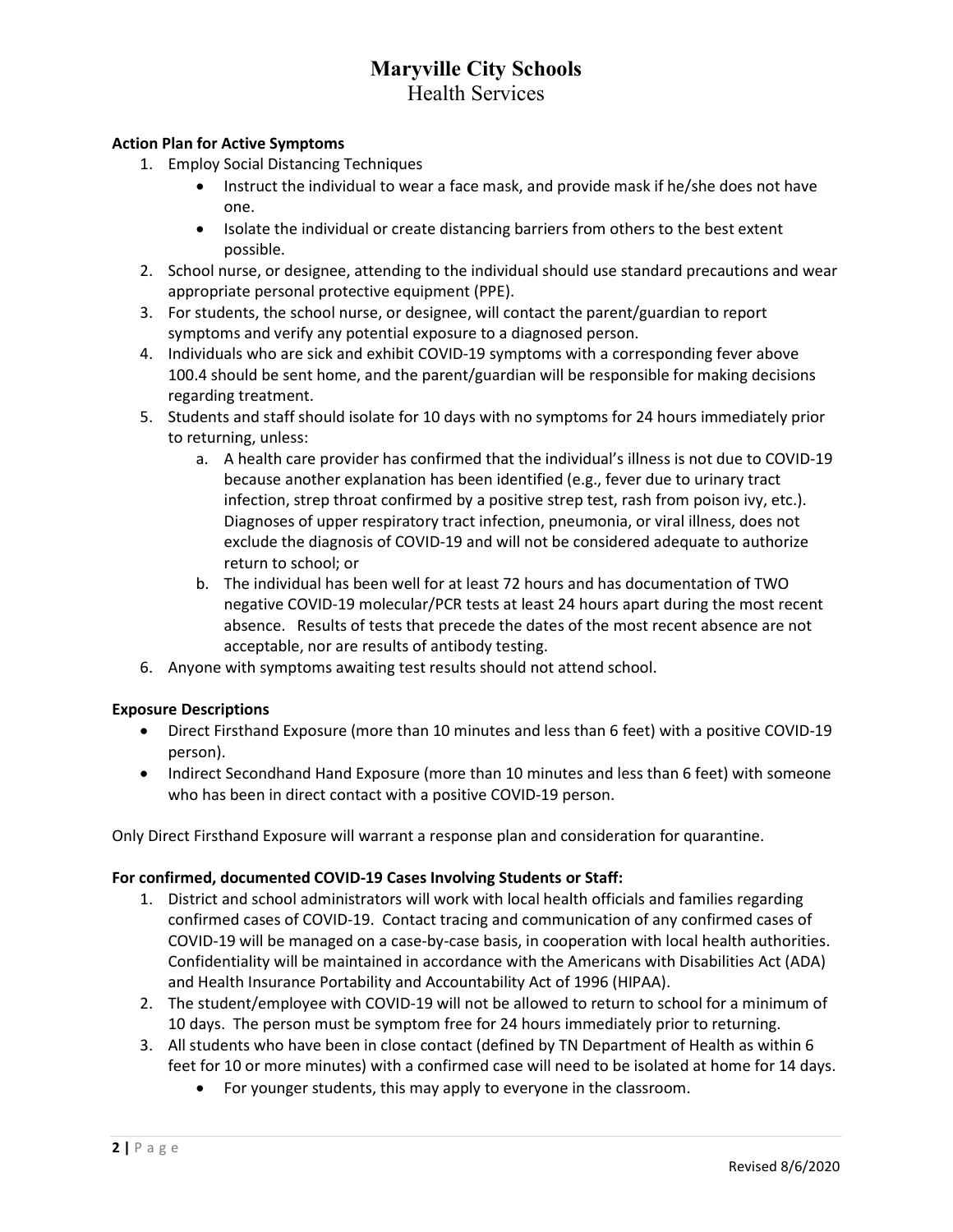**Action Plan for Active Symptoms**

1. Employ Social Distancing Techniques
   - Instruct the individual to wear a face mask, and provide mask if he/she does not have one.
   - Isolate the individual or create distancing barriers from others to the best extent possible.
2. School nurse, or designee, attending to the individual should use standard precautions and wear appropriate personal protective equipment (PPE).
3. For students, the school nurse, or designee, will contact the parent/guardian to report symptoms and verify any potential exposure to a diagnosed person.
4. Individuals who are sick and exhibit COVID-19 symptoms with a corresponding fever above 100.4 should be sent home, and the parent/guardian will be responsible for making decisions regarding treatment.
5. Students and staff should isolate for 10 days with no symptoms for 24 hours immediately prior to returning, unless:
   a. A health care provider has confirmed that the individual's illness is not due to COVID-19 because another explanation has been identified (e.g., fever due to urinary tract infection, strep throat confirmed by a positive strep test, rash from poison ivy, etc.). Diagnoses of upper respiratory tract infection, pneumonia, or viral illness, does not exclude the diagnosis of COVID-19 and will not be considered adequate to authorize return to school; or
   b. The individual has been well for at least 72 hours and has documentation of TWO negative COVID-19 molecular/PCR tests at least 24 hours apart during the most recent absence. Results of tests that precede the dates of the most recent absence are not acceptable, nor are results of antibody testing.
6. Anyone with symptoms awaiting test results should not attend school.

**Exposure Descriptions**

- Direct Firsthand Exposure (more than 10 minutes and less than 6 feet) with a positive COVID-19 person).
- Indirect Secondhand Hand Exposure (more than 10 minutes and less than 6 feet) with someone who has been in direct contact with a positive COVID-19 person.

Only Direct Firsthand Exposure will warrant a response plan and consideration for quarantine.

**For confirmed, documented COVID-19 Cases Involving Students or Staff:**

1. District and school administrators will work with local health officials and families regarding confirmed cases of COVID-19. Contact tracing and communication of any confirmed cases of COVID-19 will be managed on a case-by-case basis, in cooperation with local health authorities. Confidentiality will be maintained in accordance with the Americans with Disabilities Act (ADA) and Health Insurance Portability and Accountability Act of 1996 (HIPAA).
2. The student/employee with COVID-19 will not be allowed to return to school for a minimum of 10 days. The person must be symptom free for 24 hours immediately prior to returning.
3. All students who have been in close contact (defined by TN Department of Health as within 6 feet for 10 or more minutes) with a confirmed case will need to be isolated at home for 14 days.
   - For younger students, this may apply to everyone in the classroom.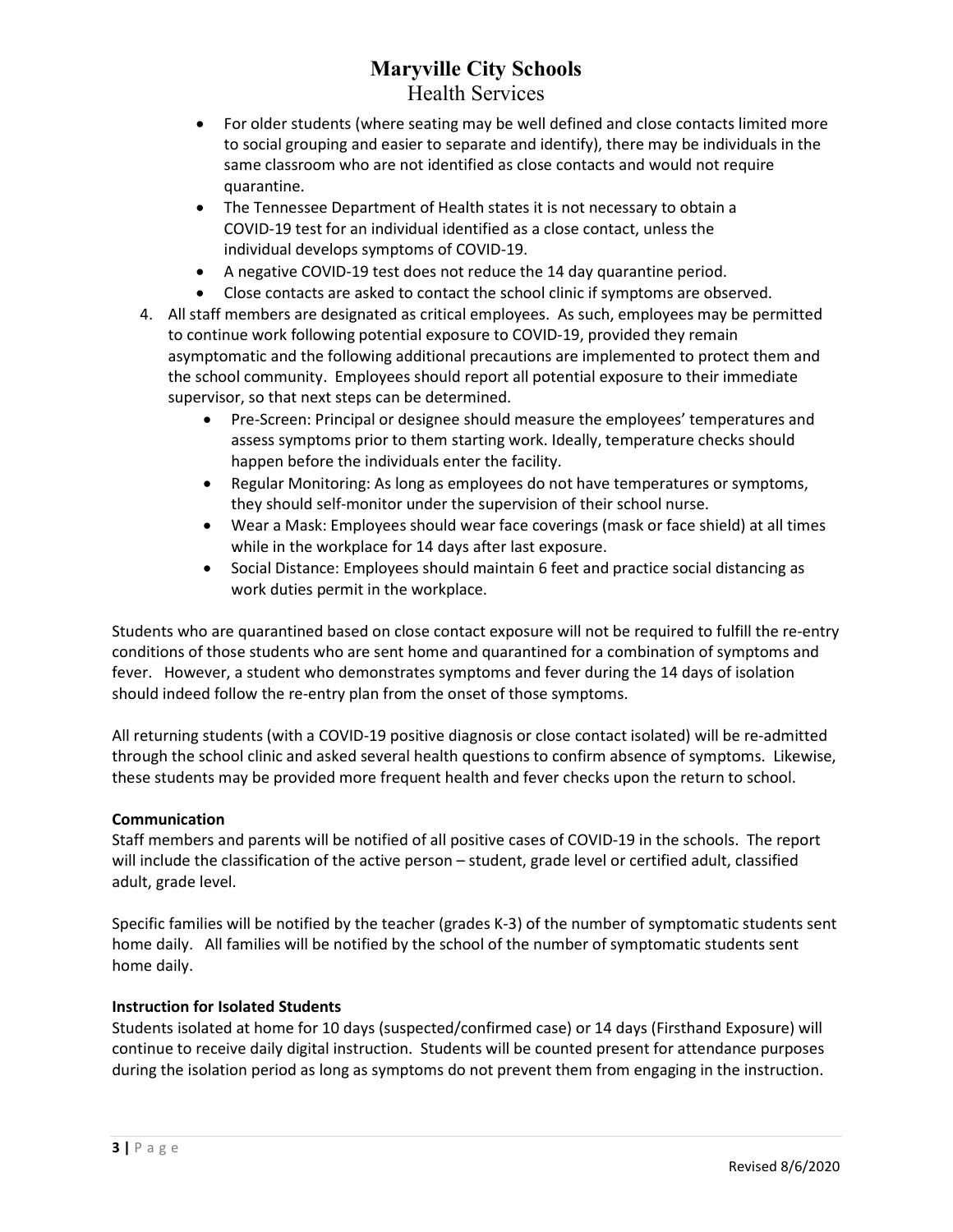- For older students (where seating may be well defined and close contacts limited more to social grouping and easier to separate and identify), there may be individuals in the same classroom who are not identified as close contacts and would not require quarantine.
- The Tennessee Department of Health states it is not necessary to obtain a COVID-19 test for an individual identified as a close contact, unless the individual develops symptoms of COVID-19.
- A negative COVID-19 test does not reduce the 14 day quarantine period.
- Close contacts are asked to contact the school clinic if symptoms are observed.

4. All staff members are designated as critical employees. As such, employees may be permitted to continue work following potential exposure to COVID-19, provided they remain asymptomatic and the following additional precautions are implemented to protect them and the school community. Employees should report all potential exposure to their immediate supervisor, so that next steps can be determined.
    - Pre-Screen: Principal or designee should measure the employees' temperatures and assess symptoms prior to them starting work. Ideally, temperature checks should happen before the individuals enter the facility.
    - Regular Monitoring: As long as employees do not have temperatures or symptoms, they should self-monitor under the supervision of their school nurse.
    - Wear a Mask: Employees should wear face coverings (mask or face shield) at all times while in the workplace for 14 days after last exposure.
    - Social Distance: Employees should maintain 6 feet and practice social distancing as work duties permit in the workplace.

Students who are quarantined based on close contact exposure will not be required to fulfill the re-entry conditions of those students who are sent home and quarantined for a combination of symptoms and fever. However, a student who demonstrates symptoms and fever during the 14 days of isolation should indeed follow the re-entry plan from the onset of those symptoms.

All returning students (with a COVID-19 positive diagnosis or close contact isolated) will be re-admitted through the school clinic and asked several health questions to confirm absence of symptoms. Likewise, these students may be provided more frequent health and fever checks upon the return to school.

**Communication**

Staff members and parents will be notified of all positive cases of COVID-19 in the schools. The report will include the classification of the active person – student, grade level or certified adult, classified adult, grade level.

Specific families will be notified by the teacher (grades K-3) of the number of symptomatic students sent home daily. All families will be notified by the school of the number of symptomatic students sent home daily.

**Instruction for Isolated Students**

Students isolated at home for 10 days (suspected/confirmed case) or 14 days (Firsthand Exposure) will continue to receive daily digital instruction. Students will be counted present for attendance purposes during the isolation period as long as symptoms do not prevent them from engaging in the instruction.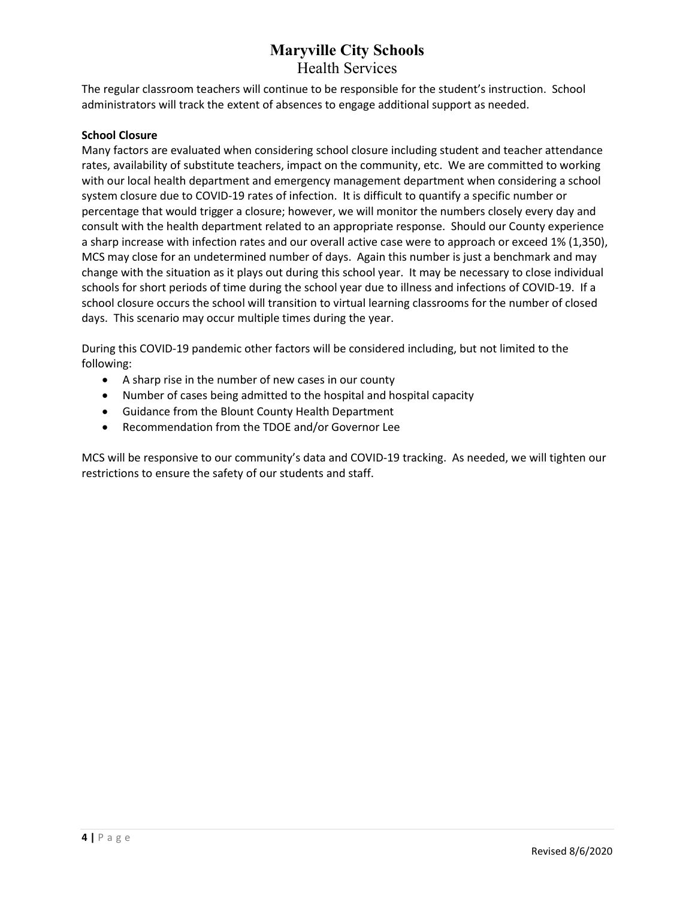The regular classroom teachers will continue to be responsible for the student's instruction. School administrators will track the extent of absences to engage additional support as needed.

**School Closure**

Many factors are evaluated when considering school closure including student and teacher attendance rates, availability of substitute teachers, impact on the community, etc. We are committed to working with our local health department and emergency management department when considering a school system closure due to COVID-19 rates of infection. It is difficult to quantify a specific number or percentage that would trigger a closure; however, we will monitor the numbers closely every day and consult with the health department related to an appropriate response. Should our County experience a sharp increase with infection rates and our overall active case were to approach or exceed 1% (1,350), MCS may close for an undetermined number of days. Again this number is just a benchmark and may change with the situation as it plays out during this school year. It may be necessary to close individual schools for short periods of time during the school year due to illness and infections of COVID-19. If a school closure occurs the school will transition to virtual learning classrooms for the number of closed days. This scenario may occur multiple times during the year.

During this COVID-19 pandemic other factors will be considered including, but not limited to the following:

- A sharp rise in the number of new cases in our county
- Number of cases being admitted to the hospital and hospital capacity
- Guidance from the Blount County Health Department
- Recommendation from the TDOE and/or Governor Lee

MCS will be responsive to our community's data and COVID-19 tracking. As needed, we will tighten our restrictions to ensure the safety of our students and staff.